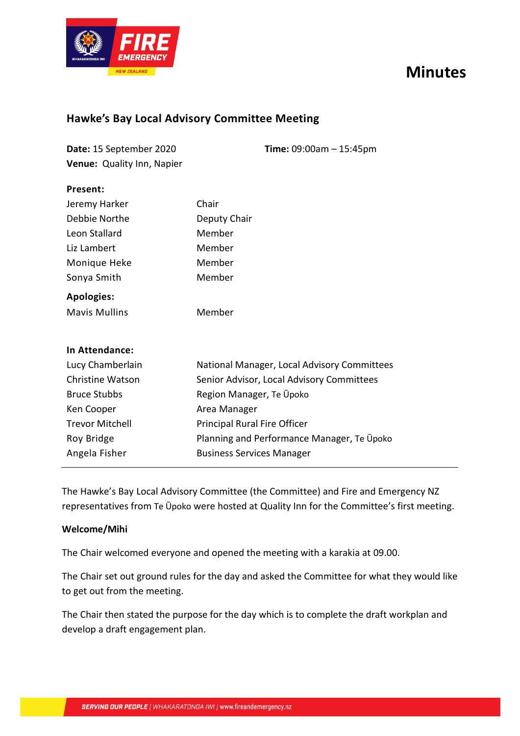# Minutes

## Hawke's Bay Local Advisory Committee Meeting

**Date:** 15 September 2020 **Time:** 09:00am – 15:45pm
**Venue:** Quality Inn, Napier

**Present:**

| | |
|---|---|
| Jeremy Harker | Chair |
| Debbie Northe | Deputy Chair |
| Leon Stallard | Member |
| Liz Lambert | Member |
| Monique Heke | Member |
| Sonya Smith | Member |

**Apologies:**

| | |
|---|---|
| Mavis Mullins | Member |

**In Attendance:**

| | |
|---|---|
| Lucy Chamberlain | National Manager, Local Advisory Committees |
| Christine Watson | Senior Advisor, Local Advisory Committees |
| Bruce Stubbs | Region Manager, Te Ūpoko |
| Ken Cooper | Area Manager |
| Trevor Mitchell | Principal Rural Fire Officer |
| Roy Bridge | Planning and Performance Manager, Te Ūpoko |
| Angela Fisher | Business Services Manager |

The Hawke's Bay Local Advisory Committee (the Committee) and Fire and Emergency NZ representatives from Te Ūpoko were hosted at Quality Inn for the Committee's first meeting.

**Welcome/Mihi**

The Chair welcomed everyone and opened the meeting with a karakia at 09.00.

The Chair set out ground rules for the day and asked the Committee for what they would like to get out from the meeting.

The Chair then stated the purpose for the day which is to complete the draft workplan and develop a draft engagement plan.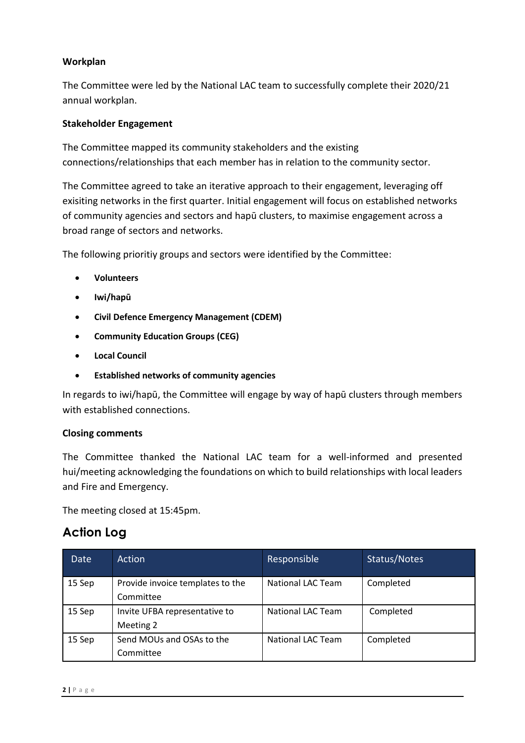**Workplan**

The Committee were led by the National LAC team to successfully complete their 2020/21 annual workplan.

**Stakeholder Engagement**

The Committee mapped its community stakeholders and the existing connections/relationships that each member has in relation to the community sector.

The Committee agreed to take an iterative approach to their engagement, leveraging off exisiting networks in the first quarter. Initial engagement will focus on established networks of community agencies and sectors and hapū clusters, to maximise engagement across a broad range of sectors and networks.

The following prioritiy groups and sectors were identified by the Committee:

- **Volunteers**
- **Iwi/hapū**
- **Civil Defence Emergency Management (CDEM)**
- **Community Education Groups (CEG)**
- **Local Council**
- **Established networks of community agencies**

In regards to iwi/hapū, the Committee will engage by way of hapū clusters through members with established connections.

**Closing comments**

The Committee thanked the National LAC team for a well-informed and presented hui/meeting acknowledging the foundations on which to build relationships with local leaders and Fire and Emergency.

The meeting closed at 15:45pm.

## Action Log

| Date | Action | Responsible | Status/Notes |
|---|---|---|---|
| 15 Sep | Provide invoice templates to the Committee | National LAC Team | Completed |
| 15 Sep | Invite UFBA representative to Meeting 2 | National LAC Team | Completed |
| 15 Sep | Send MOUs and OSAs to the Committee | National LAC Team | Completed |